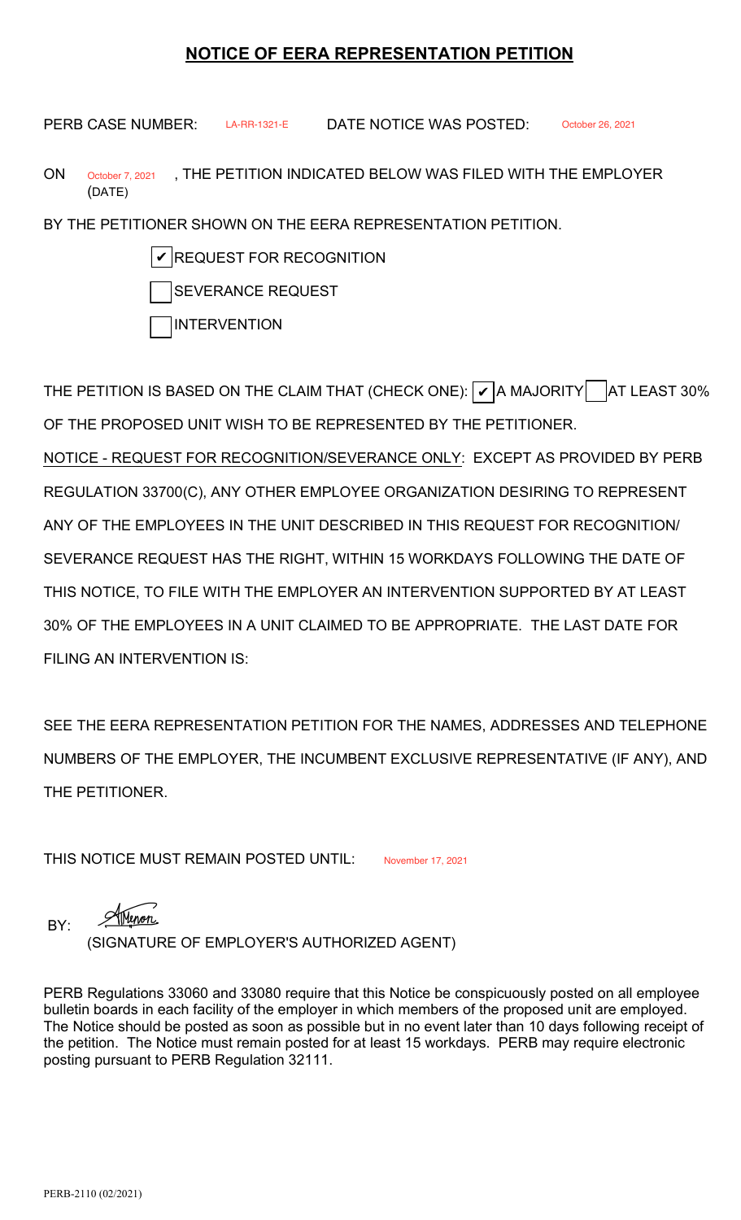# NOTICE OF EERA REPRESENTATION PETITION

PERB CASE NUMBER: LA-RR-1321-E DATE NOTICE WAS POSTED: October 26, 2021

ON October 7, 2021 (DATE), THE PETITION INDICATED BELOW WAS FILED WITH THE EMPLOYER BY THE PETITIONER SHOWN ON THE EERA REPRESENTATION PETITION.

- [x] REQUEST FOR RECOGNITION
- [ ] SEVERANCE REQUEST
- [ ] INTERVENTION

THE PETITION IS BASED ON THE CLAIM THAT (CHECK ONE): [x] A MAJORITY [ ] AT LEAST 30% OF THE PROPOSED UNIT WISH TO BE REPRESENTED BY THE PETITIONER.

NOTICE - REQUEST FOR RECOGNITION/SEVERANCE ONLY: EXCEPT AS PROVIDED BY PERB REGULATION 33700(C), ANY OTHER EMPLOYEE ORGANIZATION DESIRING TO REPRESENT ANY OF THE EMPLOYEES IN THE UNIT DESCRIBED IN THIS REQUEST FOR RECOGNITION/ SEVERANCE REQUEST HAS THE RIGHT, WITHIN 15 WORKDAYS FOLLOWING THE DATE OF THIS NOTICE, TO FILE WITH THE EMPLOYER AN INTERVENTION SUPPORTED BY AT LEAST 30% OF THE EMPLOYEES IN A UNIT CLAIMED TO BE APPROPRIATE. THE LAST DATE FOR FILING AN INTERVENTION IS:

SEE THE EERA REPRESENTATION PETITION FOR THE NAMES, ADDRESSES AND TELEPHONE NUMBERS OF THE EMPLOYER, THE INCUMBENT EXCLUSIVE REPRESENTATIVE (IF ANY), AND THE PETITIONER.

THIS NOTICE MUST REMAIN POSTED UNTIL: November 17, 2021

BY: AMenon
(SIGNATURE OF EMPLOYER'S AUTHORIZED AGENT)

PERB Regulations 33060 and 33080 require that this Notice be conspicuously posted on all employee bulletin boards in each facility of the employer in which members of the proposed unit are employed. The Notice should be posted as soon as possible but in no event later than 10 days following receipt of the petition. The Notice must remain posted for at least 15 workdays. PERB may require electronic posting pursuant to PERB Regulation 32111.

PERB-2110 (02/2021)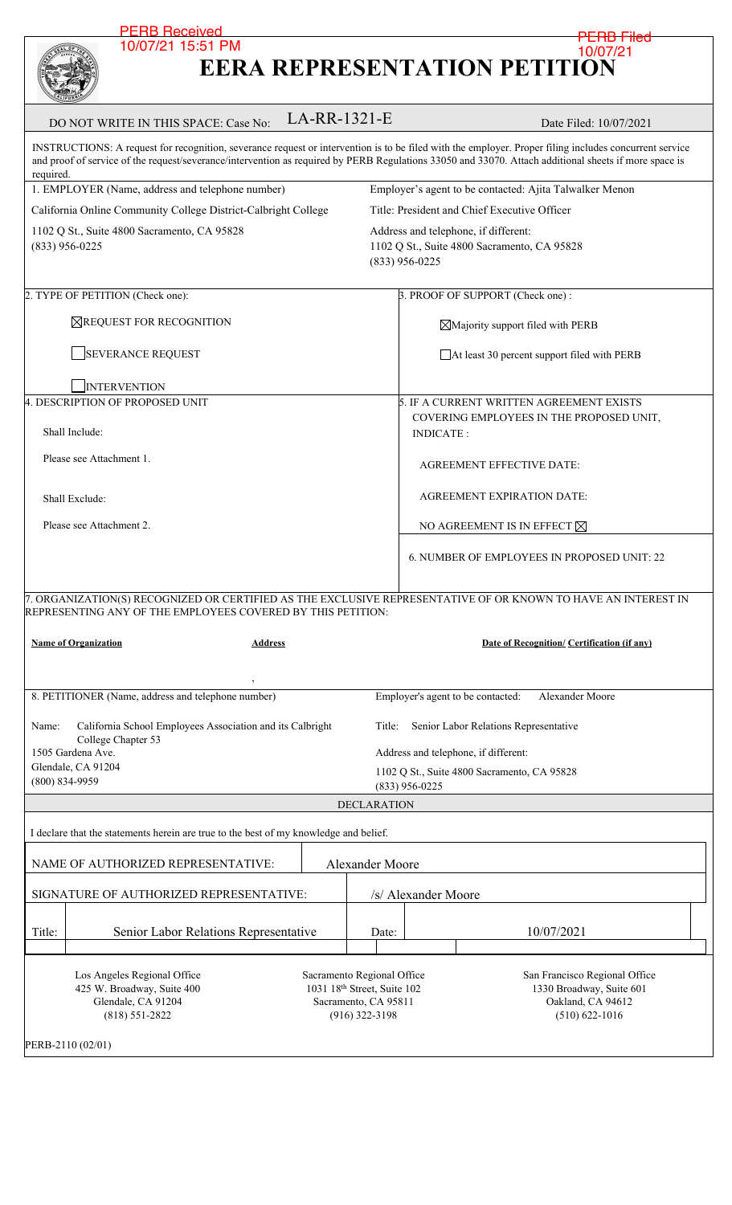PERB Received
10/07/21 15:51 PM

PERB Filed
10/07/21

# EERA REPRESENTATION PETITION

DO NOT WRITE IN THIS SPACE: Case No: LA-RR-1321-E | Date Filed: 10/07/2021

INSTRUCTIONS: A request for recognition, severance request or intervention is to be filed with the employer. Proper filing includes concurrent service and proof of service of the request/severance/intervention as required by PERB Regulations 33050 and 33070. Attach additional sheets if more space is required.

**1. EMPLOYER (Name, address and telephone number)**

California Online Community College District-Calbright College
1102 Q St., Suite 4800 Sacramento, CA 95828
(833) 956-0225

Employer's agent to be contacted: Ajita Talwalker Menon
Title: President and Chief Executive Officer
Address and telephone, if different:
1102 Q St., Suite 4800 Sacramento, CA 95828
(833) 956-0225

**2. TYPE OF PETITION (Check one):**

- ☒ REQUEST FOR RECOGNITION
- ☐ SEVERANCE REQUEST
- ☐ INTERVENTION

**3. PROOF OF SUPPORT (Check one):**

- ☒ Majority support filed with PERB
- ☐ At least 30 percent support filed with PERB

**4. DESCRIPTION OF PROPOSED UNIT**

Shall Include:

Please see Attachment 1.

Shall Exclude:

Please see Attachment 2.

**5. IF A CURRENT WRITTEN AGREEMENT EXISTS COVERING EMPLOYEES IN THE PROPOSED UNIT, INDICATE:**

AGREEMENT EFFECTIVE DATE:

AGREEMENT EXPIRATION DATE:

NO AGREEMENT IS IN EFFECT ☒

**6. NUMBER OF EMPLOYEES IN PROPOSED UNIT: 22**

**7. ORGANIZATION(S) RECOGNIZED OR CERTIFIED AS THE EXCLUSIVE REPRESENTATIVE OF OR KNOWN TO HAVE AN INTEREST IN REPRESENTING ANY OF THE EMPLOYEES COVERED BY THIS PETITION:**

| Name of Organization | Address | Date of Recognition/ Certification (if any) |
|---|---|---|
| | , | |

**8. PETITIONER (Name, address and telephone number)**

Name: California School Employees Association and its Calbright College Chapter 53
1505 Gardena Ave.
Glendale, CA 91204
(800) 834-9959

Employer's agent to be contacted: Alexander Moore
Title: Senior Labor Relations Representative
Address and telephone, if different:
1102 Q St., Suite 4800 Sacramento, CA 95828
(833) 956-0225

## DECLARATION

I declare that the statements herein are true to the best of my knowledge and belief.

| | |
|---|---|
| NAME OF AUTHORIZED REPRESENTATIVE: | Alexander Moore |
| SIGNATURE OF AUTHORIZED REPRESENTATIVE: | /s/ Alexander Moore |
| Title: Senior Labor Relations Representative | Date: 10/07/2021 |

| Los Angeles Regional Office | Sacramento Regional Office | San Francisco Regional Office |
|---|---|---|
| 425 W. Broadway, Suite 400 | 1031 18th Street, Suite 102 | 1330 Broadway, Suite 601 |
| Glendale, CA 91204 | Sacramento, CA 95811 | Oakland, CA 94612 |
| (818) 551-2822 | (916) 322-3198 | (510) 622-1016 |

PERB-2110 (02/01)